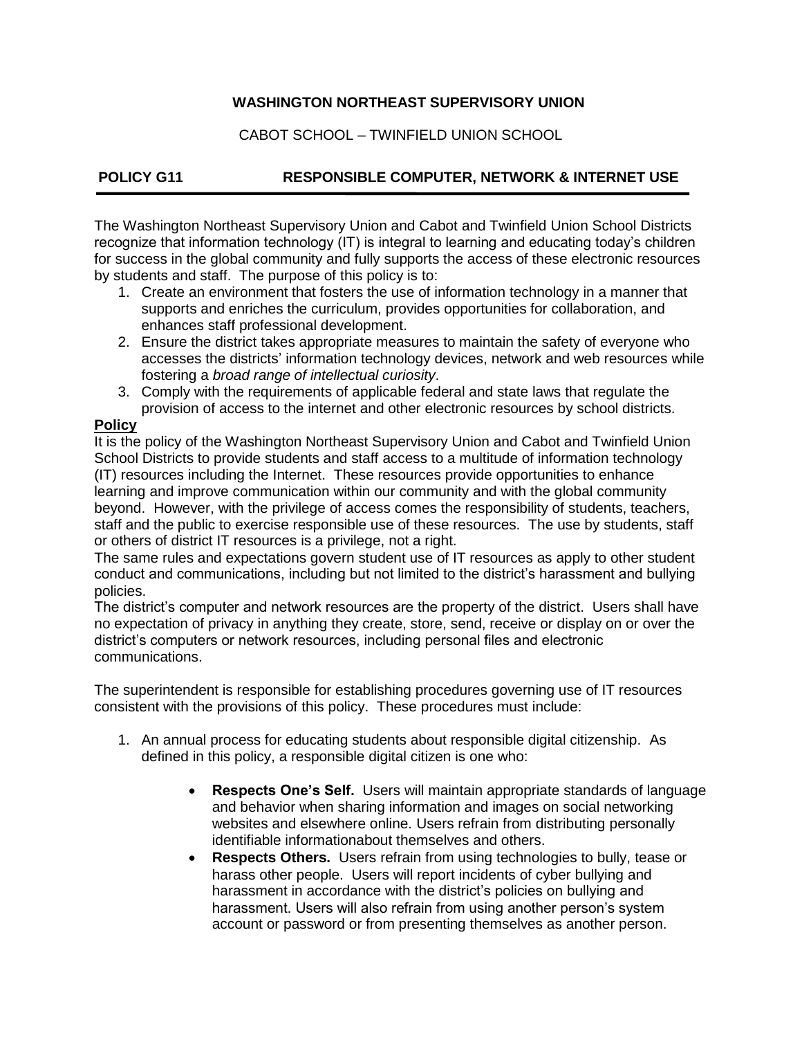**WASHINGTON NORTHEAST SUPERVISORY UNION**

CABOT SCHOOL – TWINFIELD UNION SCHOOL

## POLICY G11 RESPONSIBLE COMPUTER, NETWORK & INTERNET USE

The Washington Northeast Supervisory Union and Cabot and Twinfield Union School Districts recognize that information technology (IT) is integral to learning and educating today's children for success in the global community and fully supports the access of these electronic resources by students and staff. The purpose of this policy is to:

1. Create an environment that fosters the use of information technology in a manner that supports and enriches the curriculum, provides opportunities for collaboration, and enhances staff professional development.
2. Ensure the district takes appropriate measures to maintain the safety of everyone who accesses the districts' information technology devices, network and web resources while fostering a *broad range of intellectual curiosity*.
3. Comply with the requirements of applicable federal and state laws that regulate the provision of access to the internet and other electronic resources by school districts.

**Policy**

It is the policy of the Washington Northeast Supervisory Union and Cabot and Twinfield Union School Districts to provide students and staff access to a multitude of information technology (IT) resources including the Internet. These resources provide opportunities to enhance learning and improve communication within our community and with the global community beyond. However, with the privilege of access comes the responsibility of students, teachers, staff and the public to exercise responsible use of these resources. The use by students, staff or others of district IT resources is a privilege, not a right.

The same rules and expectations govern student use of IT resources as apply to other student conduct and communications, including but not limited to the district's harassment and bullying policies.

The district's computer and network resources are the property of the district. Users shall have no expectation of privacy in anything they create, store, send, receive or display on or over the district's computers or network resources, including personal files and electronic communications.

The superintendent is responsible for establishing procedures governing use of IT resources consistent with the provisions of this policy. These procedures must include:

1. An annual process for educating students about responsible digital citizenship. As defined in this policy, a responsible digital citizen is one who:

    - **Respects One's Self.** Users will maintain appropriate standards of language and behavior when sharing information and images on social networking websites and elsewhere online. Users refrain from distributing personally identifiable informationabout themselves and others.
    - **Respects Others.** Users refrain from using technologies to bully, tease or harass other people. Users will report incidents of cyber bullying and harassment in accordance with the district's policies on bullying and harassment. Users will also refrain from using another person's system account or password or from presenting themselves as another person.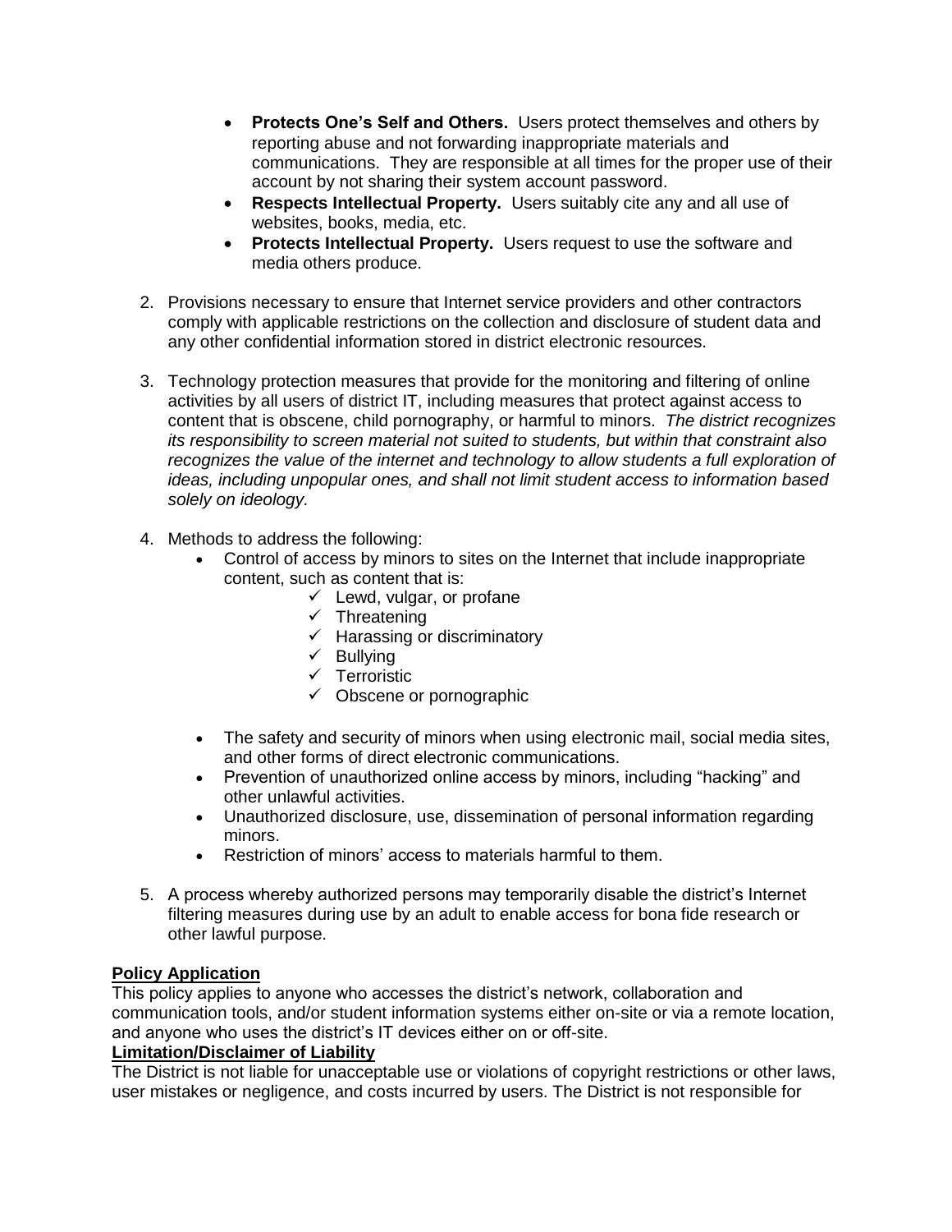- **Protects One's Self and Others.** Users protect themselves and others by reporting abuse and not forwarding inappropriate materials and communications. They are responsible at all times for the proper use of their account by not sharing their system account password.
- **Respects Intellectual Property.** Users suitably cite any and all use of websites, books, media, etc.
- **Protects Intellectual Property.** Users request to use the software and media others produce.

2. Provisions necessary to ensure that Internet service providers and other contractors comply with applicable restrictions on the collection and disclosure of student data and any other confidential information stored in district electronic resources.

3. Technology protection measures that provide for the monitoring and filtering of online activities by all users of district IT, including measures that protect against access to content that is obscene, child pornography, or harmful to minors. *The district recognizes its responsibility to screen material not suited to students, but within that constraint also recognizes the value of the internet and technology to allow students a full exploration of ideas, including unpopular ones, and shall not limit student access to information based solely on ideology.*

4. Methods to address the following:
   - Control of access by minors to sites on the Internet that include inappropriate content, such as content that is:
     - ✓ Lewd, vulgar, or profane
     - ✓ Threatening
     - ✓ Harassing or discriminatory
     - ✓ Bullying
     - ✓ Terroristic
     - ✓ Obscene or pornographic
   - The safety and security of minors when using electronic mail, social media sites, and other forms of direct electronic communications.
   - Prevention of unauthorized online access by minors, including "hacking" and other unlawful activities.
   - Unauthorized disclosure, use, dissemination of personal information regarding minors.
   - Restriction of minors' access to materials harmful to them.

5. A process whereby authorized persons may temporarily disable the district's Internet filtering measures during use by an adult to enable access for bona fide research or other lawful purpose.

**Policy Application**

This policy applies to anyone who accesses the district's network, collaboration and communication tools, and/or student information systems either on-site or via a remote location, and anyone who uses the district's IT devices either on or off-site.

**Limitation/Disclaimer of Liability**

The District is not liable for unacceptable use or violations of copyright restrictions or other laws, user mistakes or negligence, and costs incurred by users. The District is not responsible for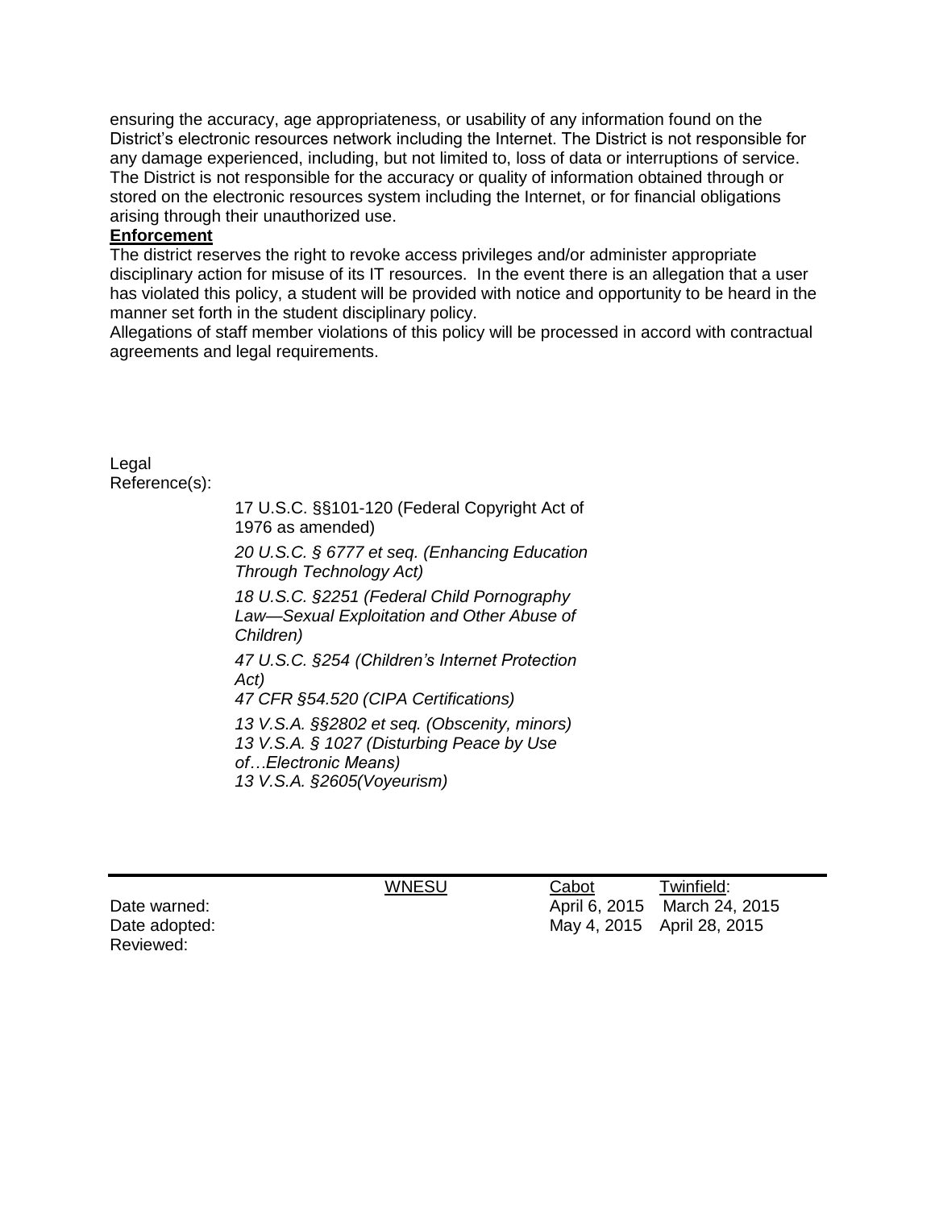ensuring the accuracy, age appropriateness, or usability of any information found on the District's electronic resources network including the Internet. The District is not responsible for any damage experienced, including, but not limited to, loss of data or interruptions of service. The District is not responsible for the accuracy or quality of information obtained through or stored on the electronic resources system including the Internet, or for financial obligations arising through their unauthorized use.

**Enforcement**

The district reserves the right to revoke access privileges and/or administer appropriate disciplinary action for misuse of its IT resources. In the event there is an allegation that a user has violated this policy, a student will be provided with notice and opportunity to be heard in the manner set forth in the student disciplinary policy.

Allegations of staff member violations of this policy will be processed in accord with contractual agreements and legal requirements.

Legal Reference(s):

17 U.S.C. §§101-120 (Federal Copyright Act of 1976 as amended)

*20 U.S.C. § 6777 et seq. (Enhancing Education Through Technology Act)*

*18 U.S.C. §2251 (Federal Child Pornography Law—Sexual Exploitation and Other Abuse of Children)*

*47 U.S.C. §254 (Children's Internet Protection Act)*

*47 CFR §54.520 (CIPA Certifications)*

*13 V.S.A. §§2802 et seq. (Obscenity, minors)*

*13 V.S.A. § 1027 (Disturbing Peace by Use of…Electronic Means)*

*13 V.S.A. §2605(Voyeurism)*

| | WNESU | Cabot | Twinfield: |
|---|---|---|---|
| Date warned: | | April 6, 2015 | March 24, 2015 |
| Date adopted: | | May 4, 2015 | April 28, 2015 |
| Reviewed: | | | |